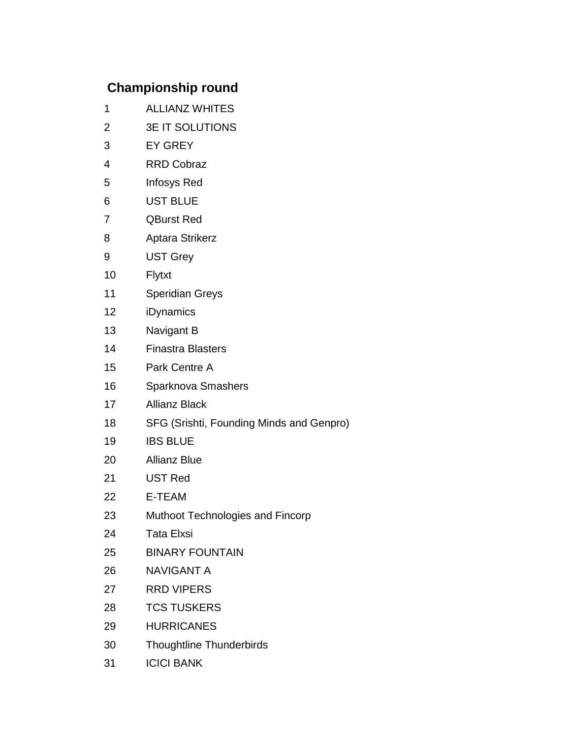## Championship round

1. ALLIANZ WHITES
2. 3E IT SOLUTIONS
3. EY GREY
4. RRD Cobraz
5. Infosys Red
6. UST BLUE
7. QBurst Red
8. Aptara Strikerz
9. UST Grey
10. Flytxt
11. Speridian Greys
12. iDynamics
13. Navigant B
14. Finastra Blasters
15. Park Centre A
16. Sparknova Smashers
17. Allianz Black
18. SFG (Srishti, Founding Minds and Genpro)
19. IBS BLUE
20. Allianz Blue
21. UST Red
22. E-TEAM
23. Muthoot Technologies and Fincorp
24. Tata Elxsi
25. BINARY FOUNTAIN
26. NAVIGANT A
27. RRD VIPERS
28. TCS TUSKERS
29. HURRICANES
30. Thoughtline Thunderbirds
31. ICICI BANK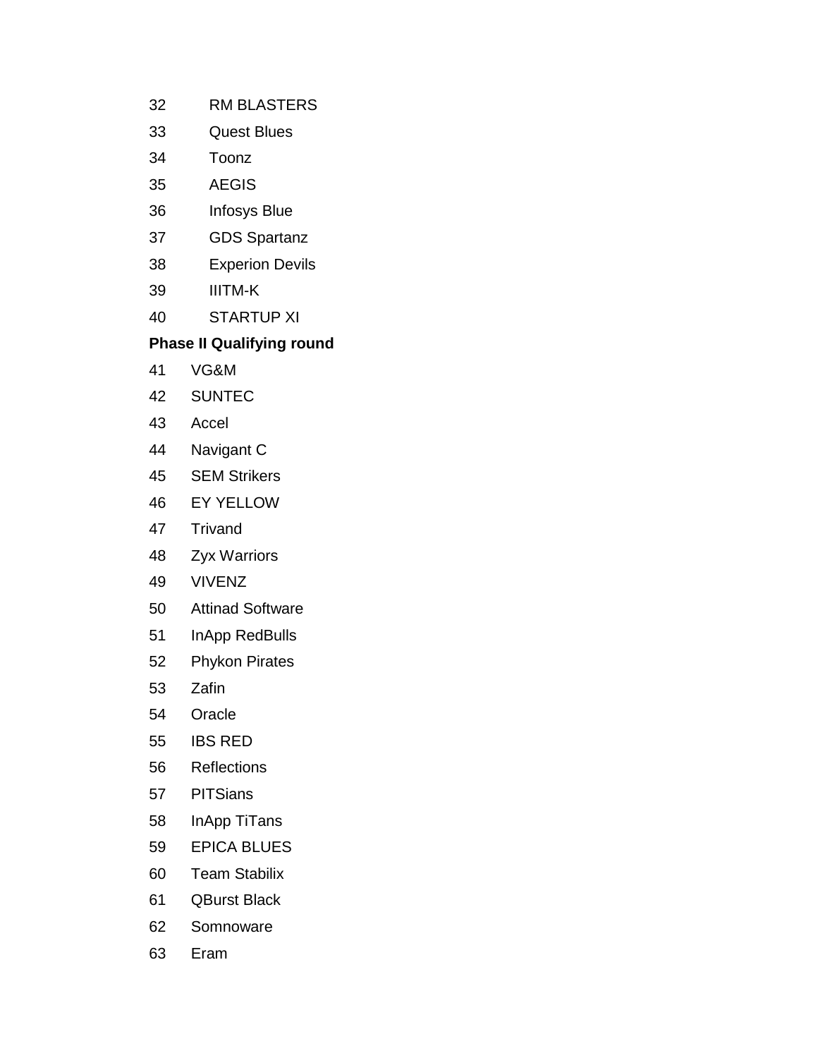32 RM BLASTERS

33 Quest Blues

34 Toonz

35 AEGIS

36 Infosys Blue

37 GDS Spartanz

38 Experion Devils

39 IIITM-K

40 STARTUP XI

**Phase II Qualifying round**

41 VG&M

42 SUNTEC

43 Accel

44 Navigant C

45 SEM Strikers

46 EY YELLOW

47 Trivand

48 Zyx Warriors

49 VIVENZ

50 Attinad Software

51 InApp RedBulls

52 Phykon Pirates

53 Zafin

54 Oracle

55 IBS RED

56 Reflections

57 PITSians

58 InApp TiTans

59 EPICA BLUES

60 Team Stabilix

61 QBurst Black

62 Somnoware

63 Eram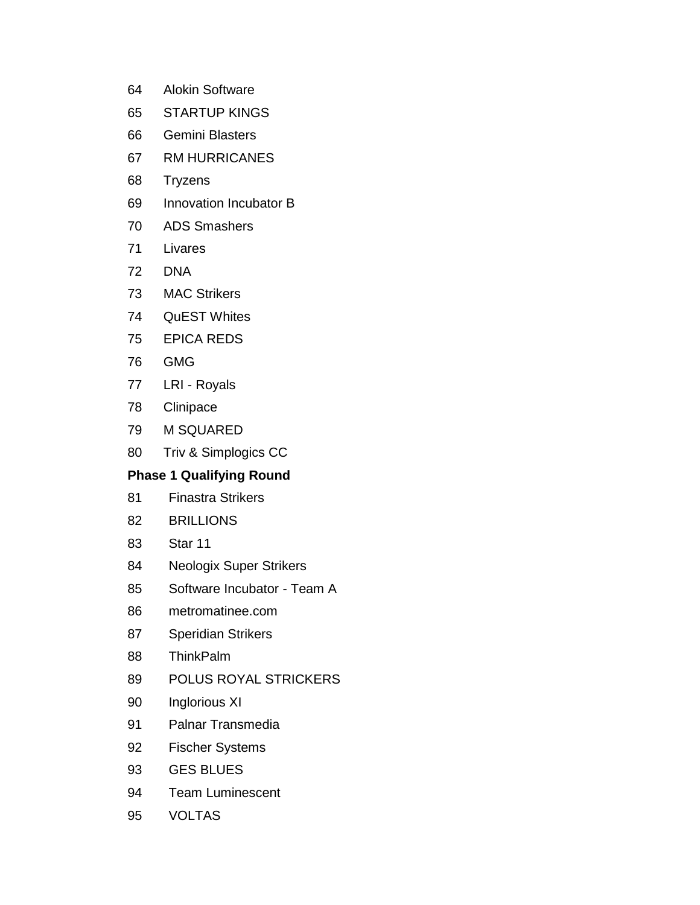64 Alokin Software

65 STARTUP KINGS

66 Gemini Blasters

67 RM HURRICANES

68 Tryzens

69 Innovation Incubator B

70 ADS Smashers

71 Livares

72 DNA

73 MAC Strikers

74 QuEST Whites

75 EPICA REDS

76 GMG

77 LRI - Royals

78 Clinipace

79 M SQUARED

80 Triv & Simplogics CC

**Phase 1 Qualifying Round**

81 Finastra Strikers

82 BRILLIONS

83 Star 11

84 Neologix Super Strikers

85 Software Incubator - Team A

86 metromatinee.com

87 Speridian Strikers

88 ThinkPalm

89 POLUS ROYAL STRICKERS

90 Inglorious XI

91 Palnar Transmedia

92 Fischer Systems

93 GES BLUES

94 Team Luminescent

95 VOLTAS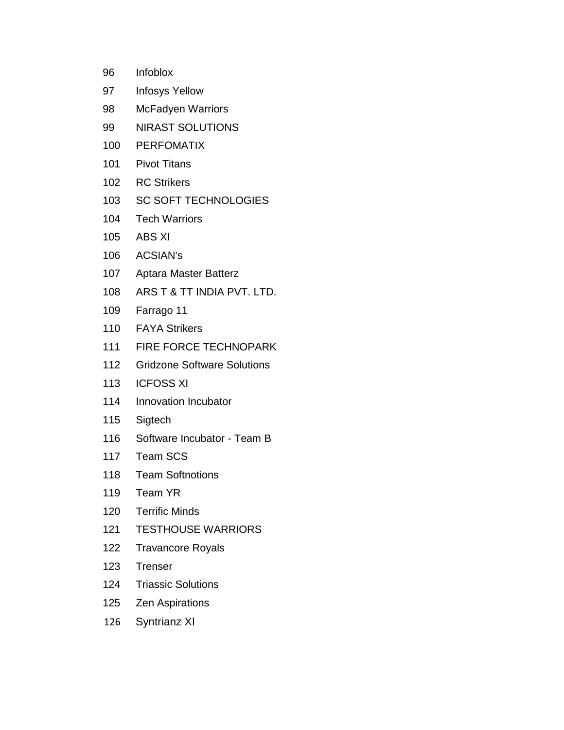| | |
|---|---|
| 96 | Infoblox |
| 97 | Infosys Yellow |
| 98 | McFadyen Warriors |
| 99 | NIRAST SOLUTIONS |
| 100 | PERFOMATIX |
| 101 | Pivot Titans |
| 102 | RC Strikers |
| 103 | SC SOFT TECHNOLOGIES |
| 104 | Tech Warriors |
| 105 | ABS XI |
| 106 | ACSIAN's |
| 107 | Aptara Master Batterz |
| 108 | ARS T & TT INDIA PVT. LTD. |
| 109 | Farrago 11 |
| 110 | FAYA Strikers |
| 111 | FIRE FORCE TECHNOPARK |
| 112 | Gridzone Software Solutions |
| 113 | ICFOSS XI |
| 114 | Innovation Incubator |
| 115 | Sigtech |
| 116 | Software Incubator - Team B |
| 117 | Team SCS |
| 118 | Team Softnotions |
| 119 | Team YR |
| 120 | Terrific Minds |
| 121 | TESTHOUSE WARRIORS |
| 122 | Travancore Royals |
| 123 | Trenser |
| 124 | Triassic Solutions |
| 125 | Zen Aspirations |
| 126 | Syntrianz XI |